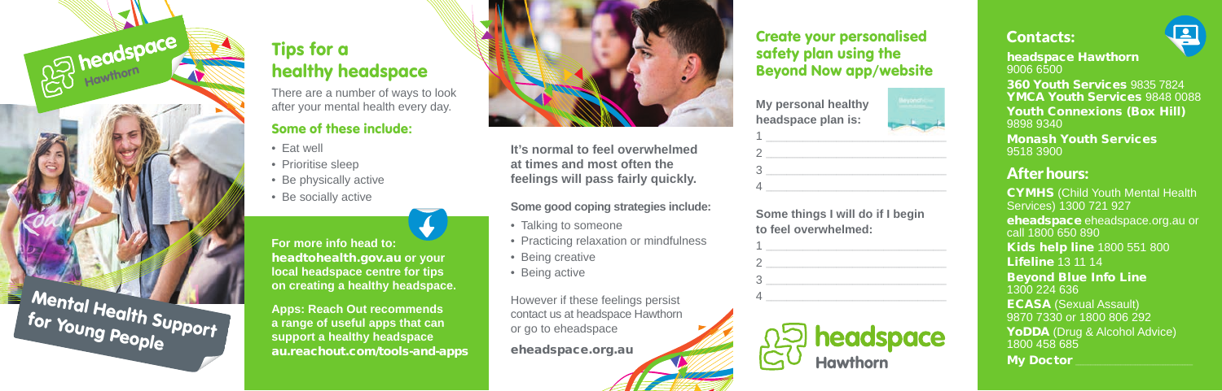headspace Hawthorn

Mental Health Support for Young People

## Tips for a healthy headspace

There are a number of ways to look after your mental health every day.

### Some of these include:

- Eat well
- Prioritise sleep
- Be physically active
- Be socially active

**For more info head to:** **headtohealth.gov.au** **or your local headspace centre for tips on creating a healthy headspace.**

**Apps: Reach Out recommends a range of useful apps that can support a healthy headspace** **au.reachout.com/tools-and-apps**

**It's normal to feel overwhelmed at times and most often the feelings will pass fairly quickly.**

**Some good coping strategies include:**

- Talking to someone
- Practicing relaxation or mindfulness
- Being creative
- Being active

However if these feelings persist contact us at headspace Hawthorn or go to eheadspace

**eheadspace.org.au**

## Create your personalised safety plan using the Beyond Now app/website

**My personal healthy headspace plan is:**

1 ______________________________
2 ______________________________
3 ______________________________
4 ______________________________

**Some things I will do if I begin to feel overwhelmed:**

1 ______________________________
2 ______________________________
3 ______________________________
4 ______________________________

headspace Hawthorn

## Contacts:

**headspace Hawthorn** 9006 6500
**360 Youth Services** 9835 7824
**YMCA Youth Services** 9848 0088
**Youth Connexions (Box Hill)** 9898 9340
**Monash Youth Services** 9518 3900

## After hours:

**CYMHS** (Child Youth Mental Health Services) 1300 721 927
**eheadspace** eheadspace.org.au or call 1800 650 890
**Kids help line** 1800 551 800
**Lifeline** 13 11 14
**Beyond Blue Info Line** 1300 224 636
**ECASA** (Sexual Assault) 9870 7330 or 1800 806 292
**YoDDA** (Drug & Alcohol Advice) 1800 458 685
**My Doctor** ______________________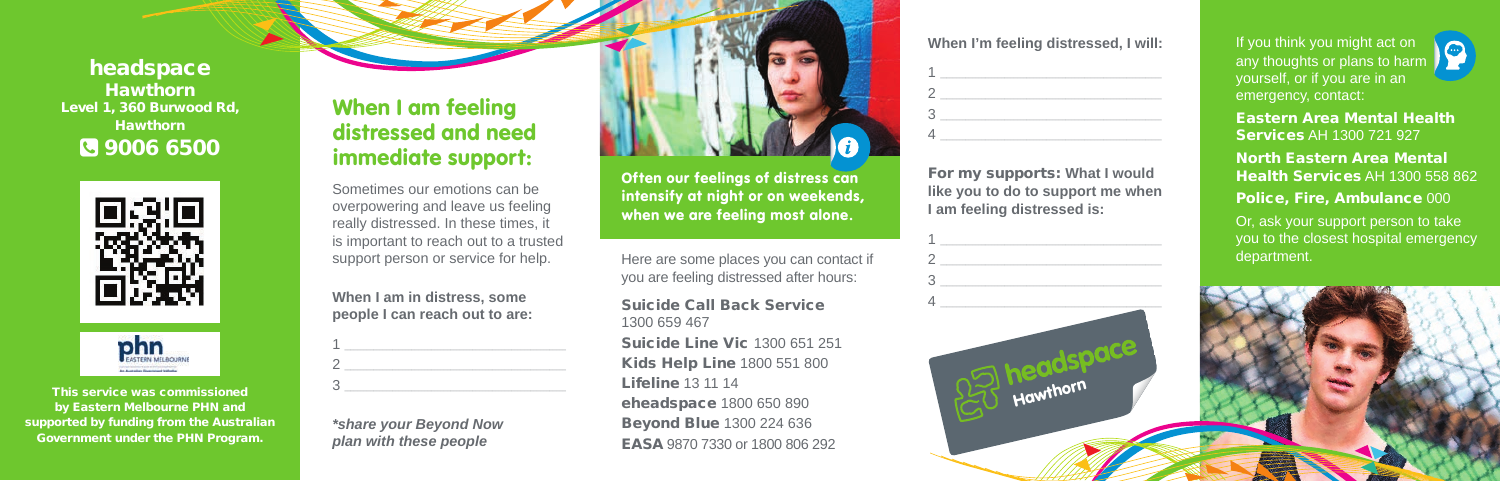# headspace

**Hawthorn**
Level 1, 360 Burwood Rd, Hawthorn
9006 6500

This service was commissioned by Eastern Melbourne PHN and supported by funding from the Australian Government under the PHN Program.

## When I am feeling distressed and need immediate support:

Sometimes our emotions can be overpowering and leave us feeling really distressed. In these times, it is important to reach out to a trusted support person or service for help.

**When I am in distress, some people I can reach out to are:**

1 ____________________

2 ____________________

3 ____________________

***share your Beyond Now plan with these people***

**Often our feelings of distress can intensify at night or on weekends, when we are feeling most alone.**

Here are some places you can contact if you are feeling distressed after hours:

**Suicide Call Back Service** 1300 659 467
**Suicide Line Vic** 1300 651 251
**Kids Help Line** 1800 551 800
**Lifeline** 13 11 14
**eheadspace** 1800 650 890
**Beyond Blue** 1300 224 636
**EASA** 9870 7330 or 1800 806 292

**When I'm feeling distressed, I will:**

1 ____________________

2 ____________________

3 ____________________

4 ____________________

**For my supports: What I would like you to do to support me when I am feeling distressed is:**

1 ____________________

2 ____________________

3 ____________________

4 ____________________

headspace Hawthorn

If you think you might act on any thoughts or plans to harm yourself, or if you are in an emergency, contact:

**Eastern Area Mental Health Services** AH 1300 721 927
**North Eastern Area Mental Health Services** AH 1300 558 862
**Police, Fire, Ambulance** 000

Or, ask your support person to take you to the closest hospital emergency department.